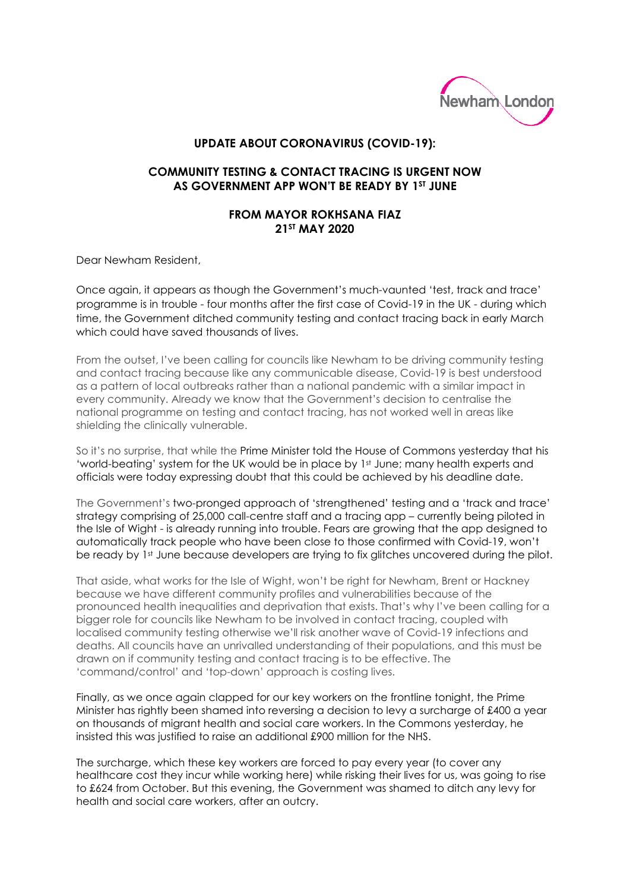Newham London

## UPDATE ABOUT CORONAVIRUS (COVID-19):

## COMMUNITY TESTING & CONTACT TRACING IS URGENT NOW AS GOVERNMENT APP WON'T BE READY BY 1ST JUNE

### FROM MAYOR ROKHSANA FIAZ
### 21ST MAY 2020

Dear Newham Resident,

Once again, it appears as though the Government's much-vaunted 'test, track and trace' programme is in trouble - four months after the first case of Covid-19 in the UK - during which time, the Government ditched community testing and contact tracing back in early March which could have saved thousands of lives.

From the outset, I've been calling for councils like Newham to be driving community testing and contact tracing because like any communicable disease, Covid-19 is best understood as a pattern of local outbreaks rather than a national pandemic with a similar impact in every community. Already we know that the Government's decision to centralise the national programme on testing and contact tracing, has not worked well in areas like shielding the clinically vulnerable.

So it's no surprise, that while the Prime Minister told the House of Commons yesterday that his 'world-beating' system for the UK would be in place by 1st June; many health experts and officials were today expressing doubt that this could be achieved by his deadline date.

The Government's two-pronged approach of 'strengthened' testing and a 'track and trace' strategy comprising of 25,000 call-centre staff and a tracing app – currently being piloted in the Isle of Wight - is already running into trouble. Fears are growing that the app designed to automatically track people who have been close to those confirmed with Covid-19, won't be ready by 1st June because developers are trying to fix glitches uncovered during the pilot.

That aside, what works for the Isle of Wight, won't be right for Newham, Brent or Hackney because we have different community profiles and vulnerabilities because of the pronounced health inequalities and deprivation that exists. That's why I've been calling for a bigger role for councils like Newham to be involved in contact tracing, coupled with localised community testing otherwise we'll risk another wave of Covid-19 infections and deaths. All councils have an unrivalled understanding of their populations, and this must be drawn on if community testing and contact tracing is to be effective. The 'command/control' and 'top-down' approach is costing lives.

Finally, as we once again clapped for our key workers on the frontline tonight, the Prime Minister has rightly been shamed into reversing a decision to levy a surcharge of £400 a year on thousands of migrant health and social care workers. In the Commons yesterday, he insisted this was justified to raise an additional £900 million for the NHS.

The surcharge, which these key workers are forced to pay every year (to cover any healthcare cost they incur while working here) while risking their lives for us, was going to rise to £624 from October. But this evening, the Government was shamed to ditch any levy for health and social care workers, after an outcry.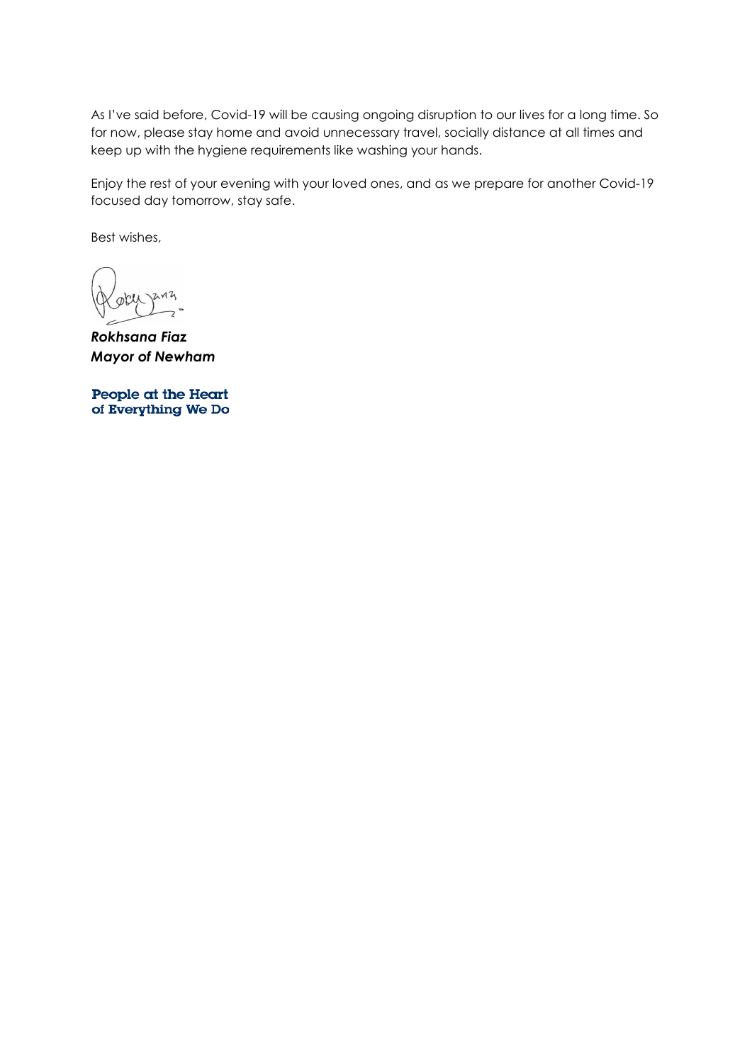As I've said before, Covid-19 will be causing ongoing disruption to our lives for a long time. So for now, please stay home and avoid unnecessary travel, socially distance at all times and keep up with the hygiene requirements like washing your hands.

Enjoy the rest of your evening with your loved ones, and as we prepare for another Covid-19 focused day tomorrow, stay safe.

Best wishes,

***Rokhsana Fiaz***
***Mayor of Newham***

**People at the Heart of Everything We Do**